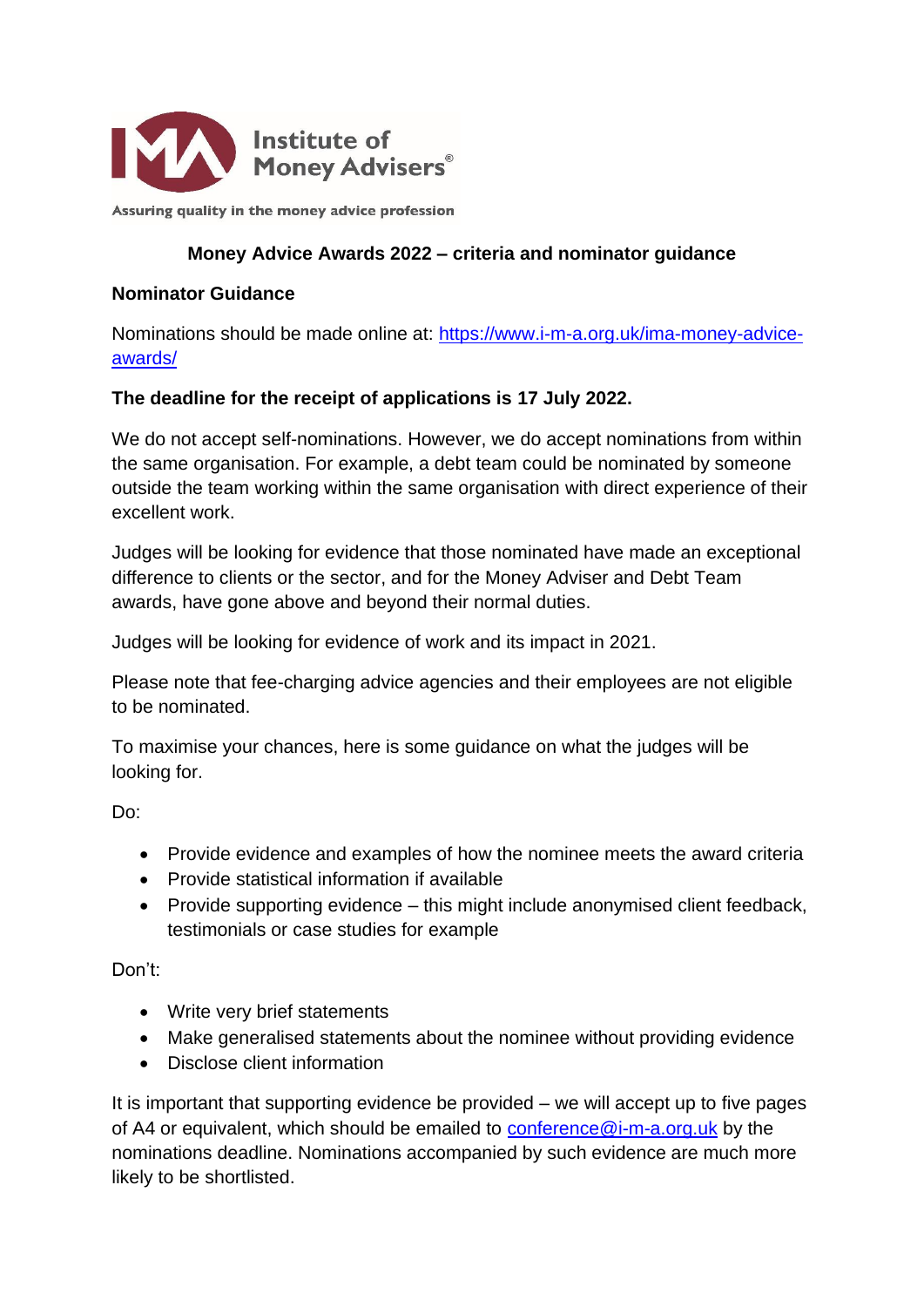Institute of Money Advisers®

Assuring quality in the money advice profession

# Money Advice Awards 2022 – criteria and nominator guidance

## Nominator Guidance

Nominations should be made online at: [https://www.i-m-a.org.uk/ima-money-advice-awards/](https://www.i-m-a.org.uk/ima-money-advice-awards/)

**The deadline for the receipt of applications is 17 July 2022.**

We do not accept self-nominations. However, we do accept nominations from within the same organisation. For example, a debt team could be nominated by someone outside the team working within the same organisation with direct experience of their excellent work.

Judges will be looking for evidence that those nominated have made an exceptional difference to clients or the sector, and for the Money Adviser and Debt Team awards, have gone above and beyond their normal duties.

Judges will be looking for evidence of work and its impact in 2021.

Please note that fee-charging advice agencies and their employees are not eligible to be nominated.

To maximise your chances, here is some guidance on what the judges will be looking for.

Do:

- Provide evidence and examples of how the nominee meets the award criteria
- Provide statistical information if available
- Provide supporting evidence – this might include anonymised client feedback, testimonials or case studies for example

Don't:

- Write very brief statements
- Make generalised statements about the nominee without providing evidence
- Disclose client information

It is important that supporting evidence be provided – we will accept up to five pages of A4 or equivalent, which should be emailed to [conference@i-m-a.org.uk](mailto:conference@i-m-a.org.uk) by the nominations deadline. Nominations accompanied by such evidence are much more likely to be shortlisted.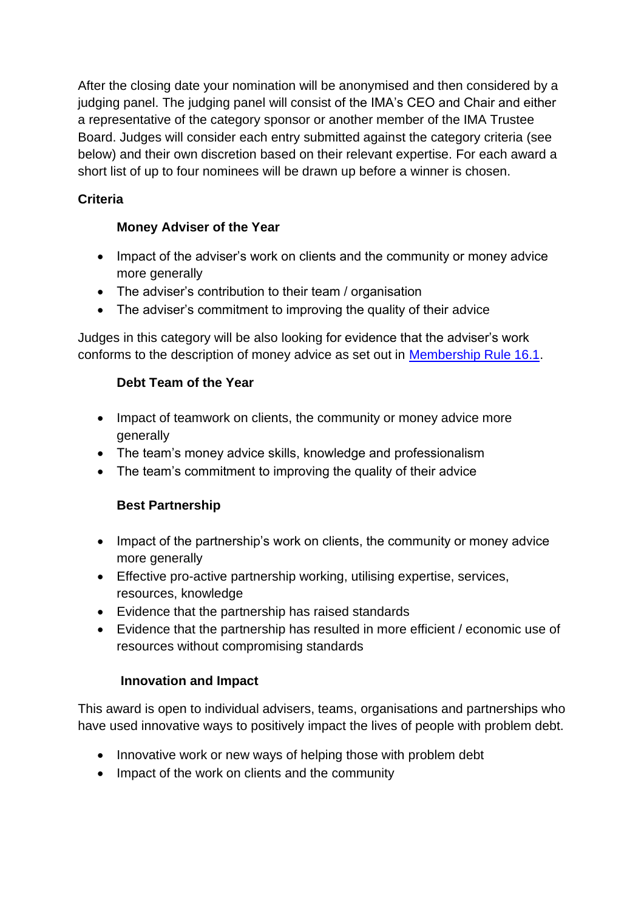After the closing date your nomination will be anonymised and then considered by a judging panel. The judging panel will consist of the IMA's CEO and Chair and either a representative of the category sponsor or another member of the IMA Trustee Board. Judges will consider each entry submitted against the category criteria (see below) and their own discretion based on their relevant expertise. For each award a short list of up to four nominees will be drawn up before a winner is chosen.

**Criteria**

**Money Adviser of the Year**

- Impact of the adviser's work on clients and the community or money advice more generally
- The adviser's contribution to their team / organisation
- The adviser's commitment to improving the quality of their advice

Judges in this category will be also looking for evidence that the adviser's work conforms to the description of money advice as set out in Membership Rule 16.1.

**Debt Team of the Year**

- Impact of teamwork on clients, the community or money advice more generally
- The team's money advice skills, knowledge and professionalism
- The team's commitment to improving the quality of their advice

**Best Partnership**

- Impact of the partnership's work on clients, the community or money advice more generally
- Effective pro-active partnership working, utilising expertise, services, resources, knowledge
- Evidence that the partnership has raised standards
- Evidence that the partnership has resulted in more efficient / economic use of resources without compromising standards

**Innovation and Impact**

This award is open to individual advisers, teams, organisations and partnerships who have used innovative ways to positively impact the lives of people with problem debt.

- Innovative work or new ways of helping those with problem debt
- Impact of the work on clients and the community